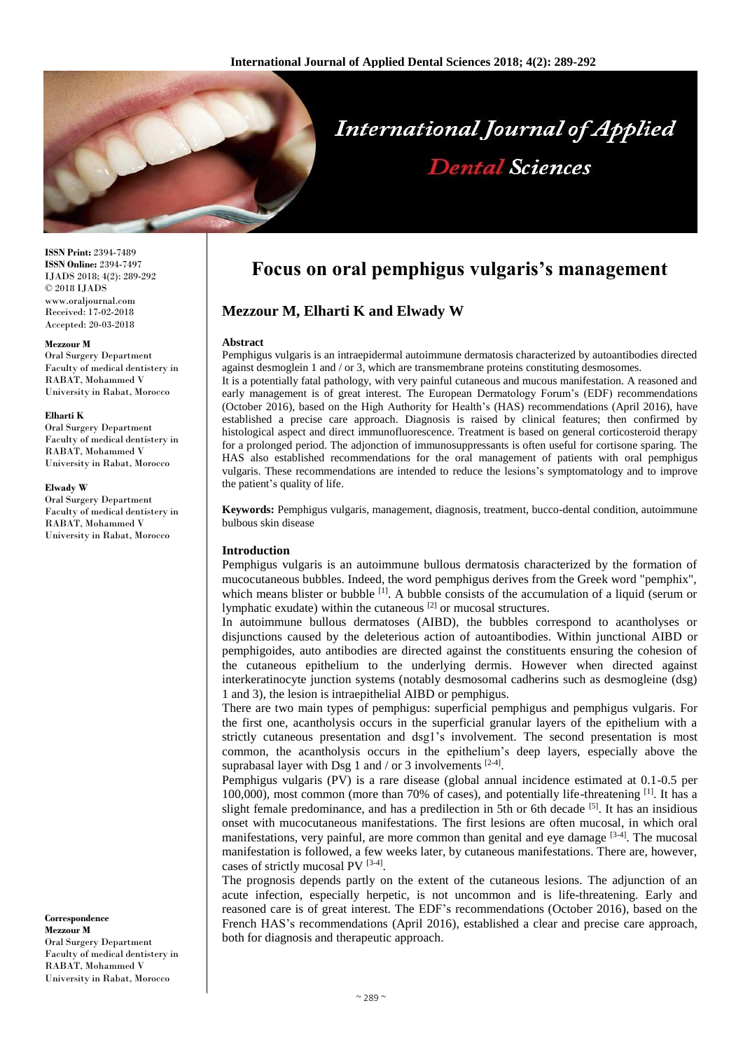**ISSN Print:** 2394-7489
**ISSN Online:** 2394-7497
IJADS 2018; 4(2): 289-292
© 2018 IJADS
www.oraljournal.com
Received: 17-02-2018
Accepted: 20-03-2018

**Mezzour M**
Oral Surgery Department Faculty of medical dentistery in RABAT, Mohammed V University in Rabat, Morocco

**Elharti K**
Oral Surgery Department Faculty of medical dentistery in RABAT, Mohammed V University in Rabat, Morocco

**Elwady W**
Oral Surgery Department Faculty of medical dentistery in RABAT, Mohammed V University in Rabat, Morocco

**Correspondence**
**Mezzour M**
Oral Surgery Department Faculty of medical dentistery in RABAT, Mohammed V University in Rabat, Morocco

# Focus on oral pemphigus vulgaris's management

**Mezzour M, Elharti K and Elwady W**

## Abstract

Pemphigus vulgaris is an intraepidermal autoimmune dermatosis characterized by autoantibodies directed against desmoglein 1 and / or 3, which are transmembrane proteins constituting desmosomes.

It is a potentially fatal pathology, with very painful cutaneous and mucous manifestation. A reasoned and early management is of great interest. The European Dermatology Forum's (EDF) recommendations (October 2016), based on the High Authority for Health's (HAS) recommendations (April 2016), have established a precise care approach. Diagnosis is raised by clinical features; then confirmed by histological aspect and direct immunofluorescence. Treatment is based on general corticosteroid therapy for a prolonged period. The adjonction of immunosuppressants is often useful for cortisone sparing. The HAS also established recommendations for the oral management of patients with oral pemphigus vulgaris. These recommendations are intended to reduce the lesions's symptomatology and to improve the patient's quality of life.

**Keywords:** Pemphigus vulgaris, management, diagnosis, treatment, bucco-dental condition, autoimmune bulbous skin disease

## Introduction

Pemphigus vulgaris is an autoimmune bullous dermatosis characterized by the formation of mucocutaneous bubbles. Indeed, the word pemphigus derives from the Greek word "pemphix", which means blister or bubble [1]. A bubble consists of the accumulation of a liquid (serum or lymphatic exudate) within the cutaneous [2] or mucosal structures.

In autoimmune bullous dermatoses (AIBD), the bubbles correspond to acantholyses or disjunctions caused by the deleterious action of autoantibodies. Within junctional AIBD or pemphigoides, auto antibodies are directed against the constituents ensuring the cohesion of the cutaneous epithelium to the underlying dermis. However when directed against interkeratinocyte junction systems (notably desmosomal cadherins such as desmogleine (dsg) 1 and 3), the lesion is intraepithelial AIBD or pemphigus.

There are two main types of pemphigus: superficial pemphigus and pemphigus vulgaris. For the first one, acantholysis occurs in the superficial granular layers of the epithelium with a strictly cutaneous presentation and dsg1's involvement. The second presentation is most common, the acantholysis occurs in the epithelium's deep layers, especially above the suprabasal layer with Dsg 1 and / or 3 involvements [2-4].

Pemphigus vulgaris (PV) is a rare disease (global annual incidence estimated at 0.1-0.5 per 100,000), most common (more than 70% of cases), and potentially life-threatening [1]. It has a slight female predominance, and has a predilection in 5th or 6th decade [5]. It has an insidious onset with mucocutaneous manifestations. The first lesions are often mucosal, in which oral manifestations, very painful, are more common than genital and eye damage [3-4]. The mucosal manifestation is followed, a few weeks later, by cutaneous manifestations. There are, however, cases of strictly mucosal PV [3-4].

The prognosis depends partly on the extent of the cutaneous lesions. The adjunction of an acute infection, especially herpetic, is not uncommon and is life-threatening. Early and reasoned care is of great interest. The EDF's recommendations (October 2016), based on the French HAS's recommendations (April 2016), established a clear and precise care approach, both for diagnosis and therapeutic approach.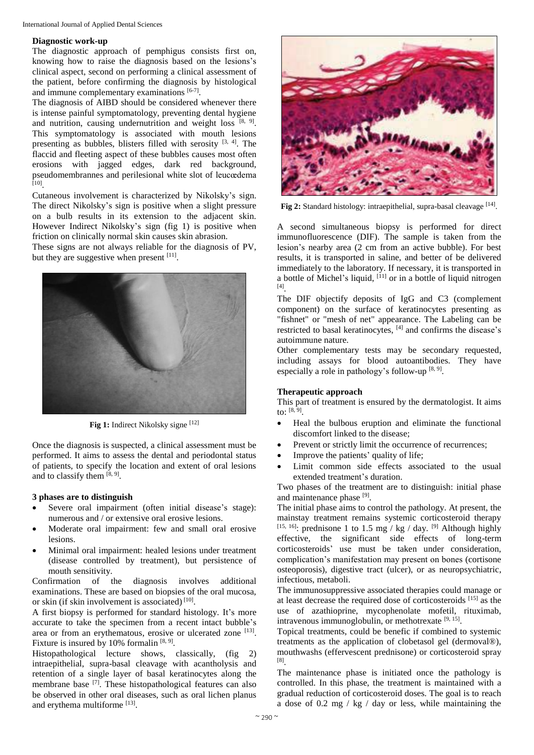### Diagnostic work-up

The diagnostic approach of pemphigus consists first on, knowing how to raise the diagnosis based on the lesions's clinical aspect, second on performing a clinical assessment of the patient, before confirming the diagnosis by histological and immune complementary examinations [6-7].

The diagnosis of AIBD should be considered whenever there is intense painful symptomatology, preventing dental hygiene and nutrition, causing undernutrition and weight loss [8, 9]. This symptomatology is associated with mouth lesions presenting as bubbles, blisters filled with serosity [3, 4]. The flaccid and fleeting aspect of these bubbles causes most often erosions with jagged edges, dark red background, pseudomembrannes and perilesional white slot of leucœdema [10].

Cutaneous involvement is characterized by Nikolsky's sign. The direct Nikolsky's sign is positive when a slight pressure on a bulb results in its extension to the adjacent skin. However Indirect Nikolsky's sign (fig 1) is positive when friction on clinically normal skin causes skin abrasion.

These signs are not always reliable for the diagnosis of PV, but they are suggestive when present [11].

**Fig 1:** Indirect Nikolsky signe [12]

Once the diagnosis is suspected, a clinical assessment must be performed. It aims to assess the dental and periodontal status of patients, to specify the location and extent of oral lesions and to classify them [8, 9].

#### 3 phases are to distinguish

- Severe oral impairment (often initial disease's stage): numerous and / or extensive oral erosive lesions.
- Moderate oral impairment: few and small oral erosive lesions.
- Minimal oral impairment: healed lesions under treatment (disease controlled by treatment), but persistence of mouth sensitivity.

Confirmation of the diagnosis involves additional examinations. These are based on biopsies of the oral mucosa, or skin (if skin involvement is associated) [10].

A first biopsy is performed for standard histology. It's more accurate to take the specimen from a recent intact bubble's area or from an erythematous, erosive or ulcerated zone [13]. Fixture is insured by 10% formalin [8, 9].

Histopathological lecture shows, classically, (fig 2) intraepithelial, supra-basal cleavage with acantholysis and retention of a single layer of basal keratinocytes along the membrane base [7]. These histopathological features can also be observed in other oral diseases, such as oral lichen planus and erythema multiforme [13].

**Fig 2:** Standard histology: intraepithelial, supra-basal cleavage [14].

A second simultaneous biopsy is performed for direct immunofluorescence (DIF). The sample is taken from the lesion's nearby area (2 cm from an active bubble). For best results, it is transported in saline, and better of be delivered immediately to the laboratory. If necessary, it is transported in a bottle of Michel's liquid, [11] or in a bottle of liquid nitrogen [4].

The DIF objectify deposits of IgG and C3 (complement component) on the surface of keratinocytes presenting as "fishnet" or "mesh of net" appearance. The Labeling can be restricted to basal keratinocytes, [4] and confirms the disease's autoimmune nature.

Other complementary tests may be secondary requested, including assays for blood autoantibodies. They have especially a role in pathology's follow-up [8, 9].

### Therapeutic approach

This part of treatment is ensured by the dermatologist. It aims to: [8, 9].

- Heal the bulbous eruption and eliminate the functional discomfort linked to the disease;
- Prevent or strictly limit the occurrence of recurrences;
- Improve the patients' quality of life;
- Limit common side effects associated to the usual extended treatment's duration.

Two phases of the treatment are to distinguish: initial phase and maintenance phase [9].

The initial phase aims to control the pathology. At present, the mainstay treatment remains systemic corticosteroid therapy [15, 16]: prednisone 1 to 1.5 mg / kg / day. [9] Although highly effective, the significant side effects of long-term corticosteroids' use must be taken under consideration, complication's manifestation may present on bones (cortisone osteoporosis), digestive tract (ulcer), or as neuropsychiatric, infectious, metaboli.

The immunosuppressive associated therapies could manage or at least decrease the required dose of corticosteroids [15] as the use of azathioprine, mycophenolate mofetil, rituximab, intravenous immunoglobulin, or methotrexate [9, 15].

Topical treatments, could be benefic if combined to systemic treatments as the application of clobetasol gel (dermoval®), mouthwashs (effervescent prednisone) or corticosteroid spray [8].

The maintenance phase is initiated once the pathology is controlled. In this phase, the treatment is maintained with a gradual reduction of corticosteroid doses. The goal is to reach a dose of 0.2 mg / kg / day or less, while maintaining the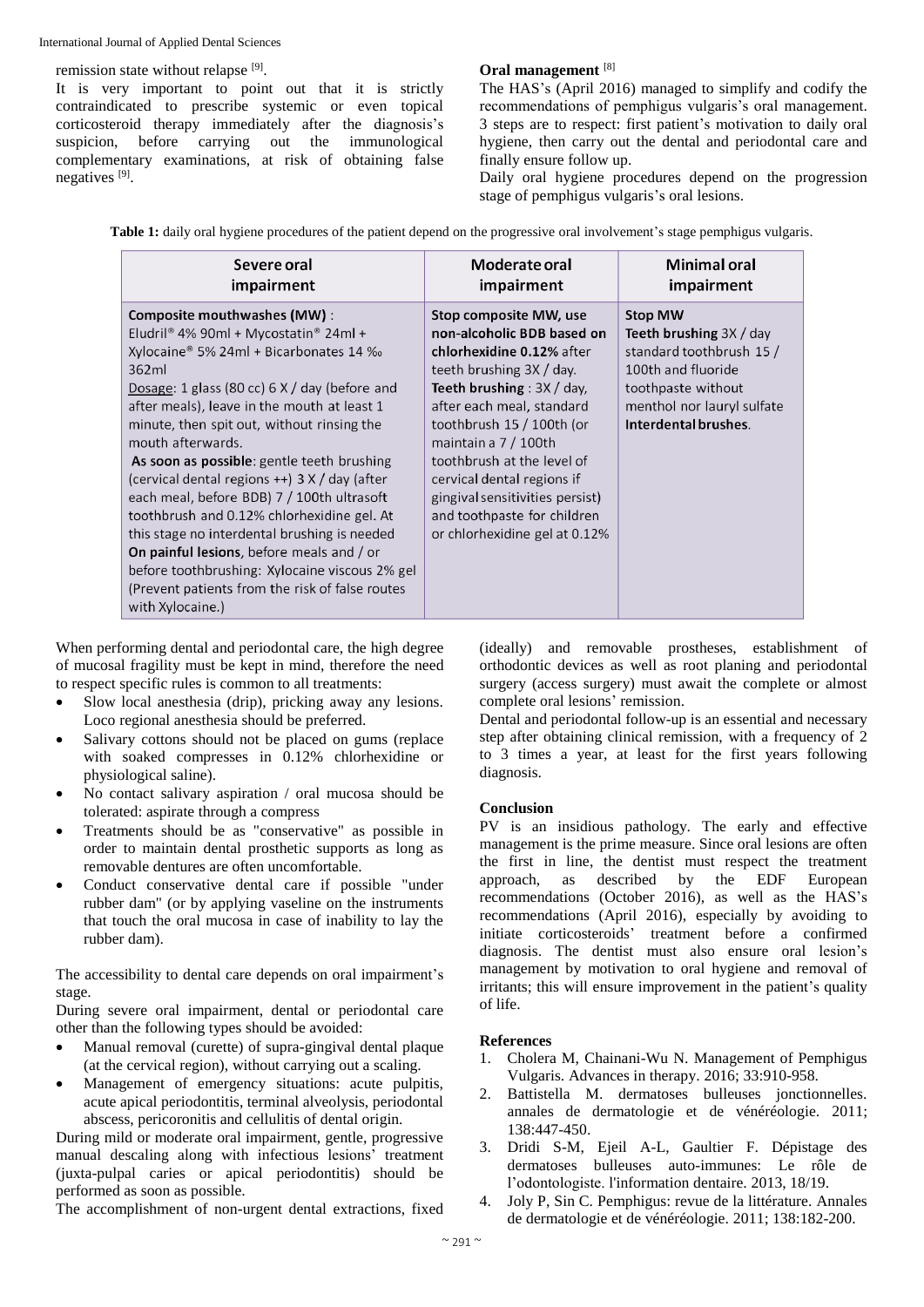remission state without relapse [9].

It is very important to point out that it is strictly contraindicated to prescribe systemic or even topical corticosteroid therapy immediately after the diagnosis's suspicion, before carrying out the immunological complementary examinations, at risk of obtaining false negatives [9].

**Oral management** [8]

The HAS's (April 2016) managed to simplify and codify the recommendations of pemphigus vulgaris's oral management. 3 steps are to respect: first patient's motivation to daily oral hygiene, then carry out the dental and periodontal care and finally ensure follow up.

Daily oral hygiene procedures depend on the progression stage of pemphigus vulgaris's oral lesions.

**Table 1:** daily oral hygiene procedures of the patient depend on the progressive oral involvement's stage pemphigus vulgaris.

| Severe oral impairment | Moderate oral impairment | Minimal oral impairment |
|---|---|---|
| **Composite mouthwashes (MW)** : Eludril® 4% 90ml + Mycostatin® 24ml + Xylocaine® 5% 24ml + Bicarbonates 14 ‰ 362ml<br>Dosage: 1 glass (80 cc) 6 X / day (before and after meals), leave in the mouth at least 1 minute, then spit out, without rinsing the mouth afterwards.<br>**As soon as possible**: gentle teeth brushing (cervical dental regions ++) 3 X / day (after each meal, before BDB) 7 / 100th ultrasoft toothbrush and 0.12% chlorhexidine gel. At this stage no interdental brushing is needed<br>**On painful lesions**, before meals and / or before toothbrushing: Xylocaine viscous 2% gel (Prevent patients from the risk of false routes with Xylocaine.) | **Stop composite MW, use non-alcoholic BDB based on chlorhexidine 0.12%** after teeth brushing 3X / day.<br>**Teeth brushing** : 3X / day, after each meal, standard toothbrush 15 / 100th (or maintain a 7 / 100th toothbrush at the level of cervical dental regions if gingival sensitivities persist) and toothpaste for children or chlorhexidine gel at 0.12% | **Stop MW**<br>**Teeth brushing** 3X / day standard toothbrush 15 / 100th and fluoride toothpaste without menthol nor lauryl sulfate<br>**Interdental brushes**. |

When performing dental and periodontal care, the high degree of mucosal fragility must be kept in mind, therefore the need to respect specific rules is common to all treatments:

- Slow local anesthesia (drip), pricking away any lesions. Loco regional anesthesia should be preferred.
- Salivary cottons should not be placed on gums (replace with soaked compresses in 0.12% chlorhexidine or physiological saline).
- No contact salivary aspiration / oral mucosa should be tolerated: aspirate through a compress
- Treatments should be as "conservative" as possible in order to maintain dental prosthetic supports as long as removable dentures are often uncomfortable.
- Conduct conservative dental care if possible "under rubber dam" (or by applying vaseline on the instruments that touch the oral mucosa in case of inability to lay the rubber dam).

The accessibility to dental care depends on oral impairment's stage.

During severe oral impairment, dental or periodontal care other than the following types should be avoided:

- Manual removal (curette) of supra-gingival dental plaque (at the cervical region), without carrying out a scaling.
- Management of emergency situations: acute pulpitis, acute apical periodontitis, terminal alveolysis, periodontal abscess, pericoronitis and cellulitis of dental origin.

During mild or moderate oral impairment, gentle, progressive manual descaling along with infectious lesions' treatment (juxta-pulpal caries or apical periodontitis) should be performed as soon as possible.

The accomplishment of non-urgent dental extractions, fixed (ideally) and removable prostheses, establishment of orthodontic devices as well as root planing and periodontal surgery (access surgery) must await the complete or almost complete oral lesions' remission.

Dental and periodontal follow-up is an essential and necessary step after obtaining clinical remission, with a frequency of 2 to 3 times a year, at least for the first years following diagnosis.

**Conclusion**

PV is an insidious pathology. The early and effective management is the prime measure. Since oral lesions are often the first in line, the dentist must respect the treatment approach, as described by the EDF European recommendations (October 2016), as well as the HAS's recommendations (April 2016), especially by avoiding to initiate corticosteroids' treatment before a confirmed diagnosis. The dentist must also ensure oral lesion's management by motivation to oral hygiene and removal of irritants; this will ensure improvement in the patient's quality of life.

**References**

1. Cholera M, Chainani-Wu N. Management of Pemphigus Vulgaris. Advances in therapy. 2016; 33:910-958.
2. Battistella M. dermatoses bulleuses jonctionnelles. annales de dermatologie et de vénéréologie. 2011; 138:447-450.
3. Dridi S-M, Ejeil A-L, Gaultier F. Dépistage des dermatoses bulleuses auto-immunes: Le rôle de l'odontologiste. l'information dentaire. 2013, 18/19.
4. Joly P, Sin C. Pemphigus: revue de la littérature. Annales de dermatologie et de vénéréologie. 2011; 138:182-200.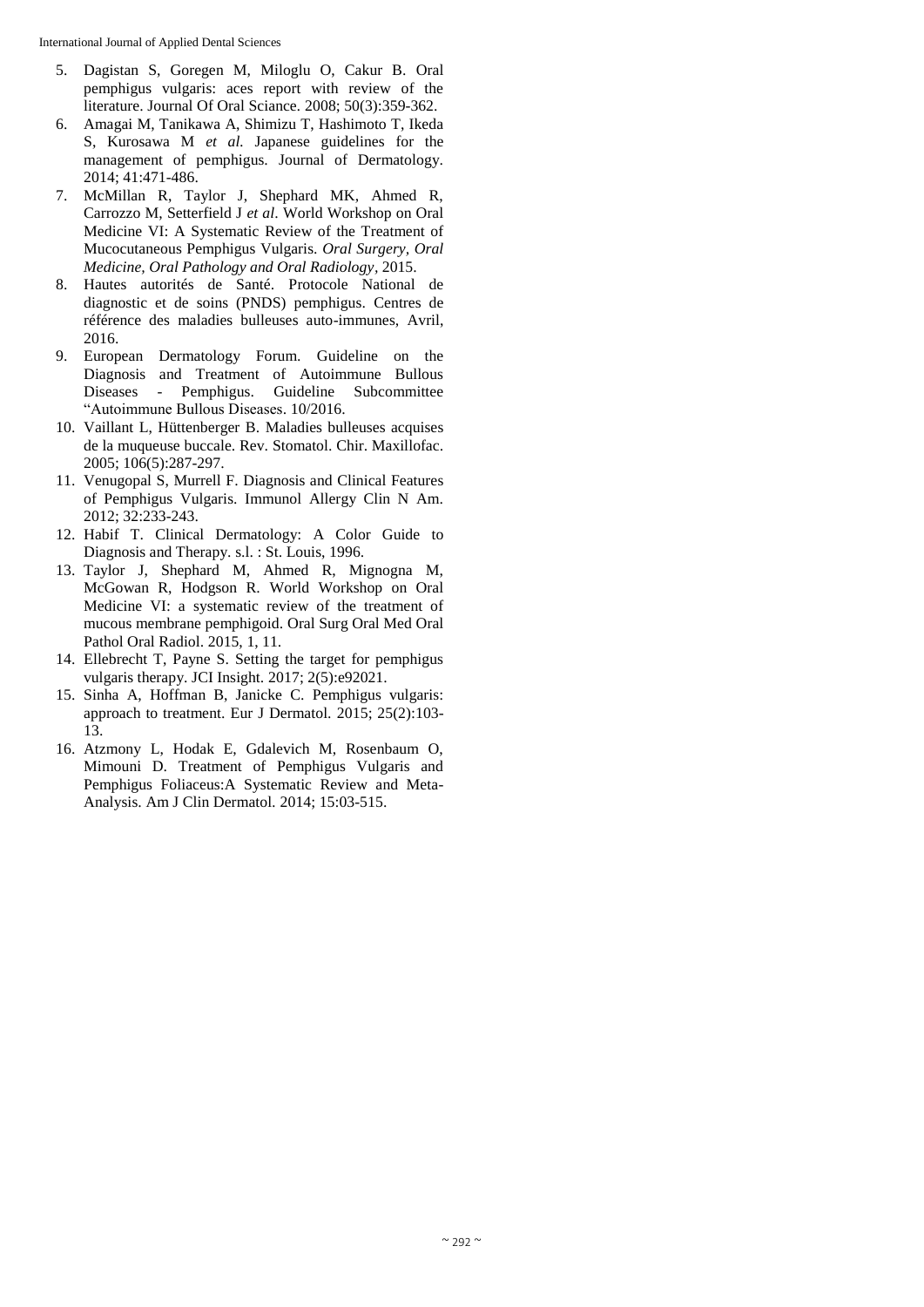5. Dagistan S, Goregen M, Miloglu O, Cakur B. Oral pemphigus vulgaris: aces report with review of the literature. Journal Of Oral Sciance. 2008; 50(3):359-362.
6. Amagai M, Tanikawa A, Shimizu T, Hashimoto T, Ikeda S, Kurosawa M *et al.* Japanese guidelines for the management of pemphigus. Journal of Dermatology. 2014; 41:471-486.
7. McMillan R, Taylor J, Shephard MK, Ahmed R, Carrozzo M, Setterfield J *et al*. World Workshop on Oral Medicine VI: A Systematic Review of the Treatment of Mucocutaneous Pemphigus Vulgaris. *Oral Surgery, Oral Medicine, Oral Pathology and Oral Radiology*, 2015.
8. Hautes autorités de Santé. Protocole National de diagnostic et de soins (PNDS) pemphigus. Centres de référence des maladies bulleuses auto-immunes, Avril, 2016.
9. European Dermatology Forum. Guideline on the Diagnosis and Treatment of Autoimmune Bullous Diseases - Pemphigus. Guideline Subcommittee "Autoimmune Bullous Diseases. 10/2016.
10. Vaillant L, Hüttenberger B. Maladies bulleuses acquises de la muqueuse buccale. Rev. Stomatol. Chir. Maxillofac. 2005; 106(5):287-297.
11. Venugopal S, Murrell F. Diagnosis and Clinical Features of Pemphigus Vulgaris. Immunol Allergy Clin N Am. 2012; 32:233-243.
12. Habif T. Clinical Dermatology: A Color Guide to Diagnosis and Therapy. s.l. : St. Louis, 1996.
13. Taylor J, Shephard M, Ahmed R, Mignogna M, McGowan R, Hodgson R. World Workshop on Oral Medicine VI: a systematic review of the treatment of mucous membrane pemphigoid. Oral Surg Oral Med Oral Pathol Oral Radiol. 2015, 1, 11.
14. Ellebrecht T, Payne S. Setting the target for pemphigus vulgaris therapy. JCI Insight. 2017; 2(5):e92021.
15. Sinha A, Hoffman B, Janicke C. Pemphigus vulgaris: approach to treatment. Eur J Dermatol. 2015; 25(2):103-13.
16. Atzmony L, Hodak E, Gdalevich M, Rosenbaum O, Mimouni D. Treatment of Pemphigus Vulgaris and Pemphigus Foliaceus:A Systematic Review and Meta-Analysis. Am J Clin Dermatol. 2014; 15:03-515.